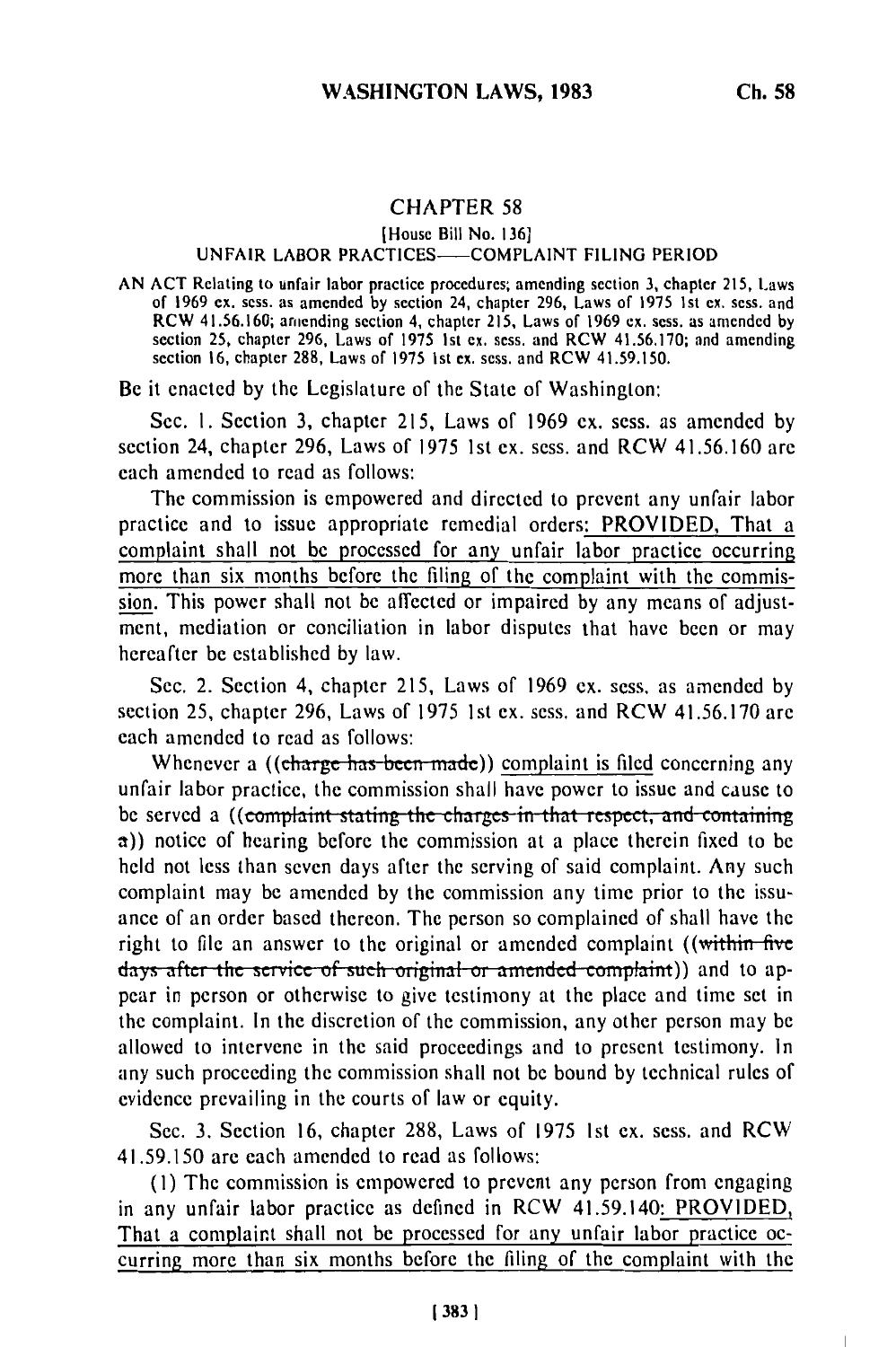# CHAPTER 58

[House Bill No. 136]

## UNFAIR LABOR PRACTICES——COMPLAINT FILING PERIOD

AN ACT Relating to unfair labor practice procedures; amending section 3, chapter 215, Laws of 1969 ex. sess. as amended by section 24, chapter 296, Laws of 1975 1st ex. sess. and RCW 41.56.160; amending section 4, chapter 215, Laws of 1969 ex. sess. as amended by section 25, chapter 296, Laws of 1975 1st ex. sess. and RCW 41.56.170; and amending section 16, chapter 288, Laws of 1975 1st ex. sess. and RCW 41.59.150.

Be it enacted by the Legislature of the State of Washington:

Sec. 1. Section 3, chapter 215, Laws of 1969 ex. sess. as amended by section 24, chapter 296, Laws of 1975 1st ex. sess. and RCW 41.56.160 are each amended to read as follows:

The commission is empowered and directed to prevent any unfair labor practice and to issue appropriate remedial orders: PROVIDED, That a complaint shall not be processed for any unfair labor practice occurring more than six months before the filing of the complaint with the commission. This power shall not be affected or impaired by any means of adjustment, mediation or conciliation in labor disputes that have been or may hereafter be established by law.

Sec. 2. Section 4, chapter 215, Laws of 1969 ex. sess. as amended by section 25, chapter 296, Laws of 1975 1st ex. sess. and RCW 41.56.170 are each amended to read as follows:

Whenever a ((~~charge has been made~~)) complaint is filed concerning any unfair labor practice, the commission shall have power to issue and cause to be served a ((~~complaint stating the charges in that respect, and containing a~~)) notice of hearing before the commission at a place therein fixed to be held not less than seven days after the serving of said complaint. Any such complaint may be amended by the commission any time prior to the issuance of an order based thereon. The person so complained of shall have the right to file an answer to the original or amended complaint ((~~within five days after the service of such original or amended complaint~~)) and to appear in person or otherwise to give testimony at the place and time set in the complaint. In the discretion of the commission, any other person may be allowed to intervene in the said proceedings and to present testimony. In any such proceeding the commission shall not be bound by technical rules of evidence prevailing in the courts of law or equity.

Sec. 3. Section 16, chapter 288, Laws of 1975 1st ex. sess. and RCW 41.59.150 are each amended to read as follows:

(1) The commission is empowered to prevent any person from engaging in any unfair labor practice as defined in RCW 41.59.140: PROVIDED, That a complaint shall not be processed for any unfair labor practice occurring more than six months before the filing of the complaint with the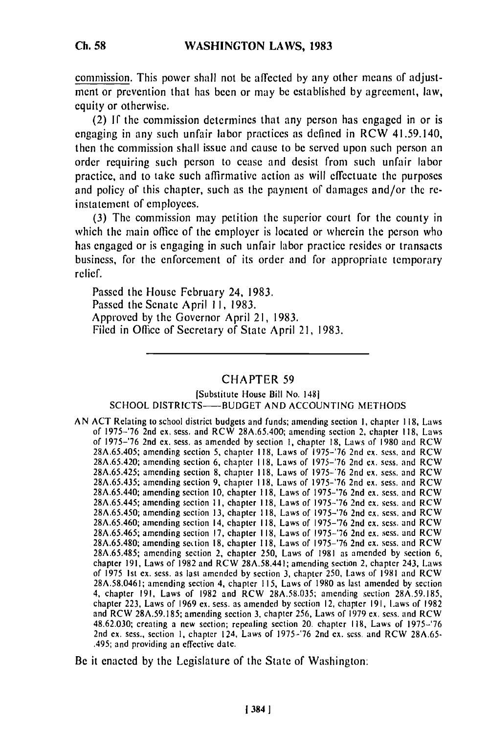commission. This power shall not be affected by any other means of adjustment or prevention that has been or may be established by agreement, law, equity or otherwise.

(2) If the commission determines that any person has engaged in or is engaging in any such unfair labor practices as defined in RCW 41.59.140, then the commission shall issue and cause to be served upon such person an order requiring such person to cease and desist from such unfair labor practice, and to take such affirmative action as will effectuate the purposes and policy of this chapter, such as the payment of damages and/or the reinstatement of employees.

(3) The commission may petition the superior court for the county in which the main office of the employer is located or wherein the person who has engaged or is engaging in such unfair labor practice resides or transacts business, for the enforcement of its order and for appropriate temporary relief.

Passed the House February 24, 1983.
Passed the Senate April 11, 1983.
Approved by the Governor April 21, 1983.
Filed in Office of Secretary of State April 21, 1983.

---

## CHAPTER 59

[Substitute House Bill No. 148]

SCHOOL DISTRICTS——BUDGET AND ACCOUNTING METHODS

AN ACT Relating to school district budgets and funds; amending section 1, chapter 118, Laws of 1975-'76 2nd ex. sess. and RCW 28A.65.400; amending section 2, chapter 118, Laws of 1975-'76 2nd ex. sess. as amended by section 1, chapter 18, Laws of 1980 and RCW 28A.65.405; amending section 5, chapter 118, Laws of 1975-'76 2nd ex. sess. and RCW 28A.65.420; amending section 6, chapter 118, Laws of 1975-'76 2nd ex. sess. and RCW 28A.65.425; amending section 8, chapter 118, Laws of 1975-'76 2nd ex. sess. and RCW 28A.65.435; amending section 9, chapter 118, Laws of 1975-'76 2nd ex. sess. and RCW 28A.65.440; amending section 10, chapter 118, Laws of 1975-'76 2nd ex. sess. and RCW 28A.65.445; amending section 11, chapter 118, Laws of 1975-'76 2nd ex. sess. and RCW 28A.65.450; amending section 13, chapter 118, Laws of 1975-'76 2nd ex. sess. and RCW 28A.65.460; amending section 14, chapter 118, Laws of 1975-'76 2nd ex. sess. and RCW 28A.65.465; amending section 17, chapter 118, Laws of 1975-'76 2nd ex. sess. and RCW 28A.65.480; amending section 18, chapter 118, Laws of 1975-'76 2nd ex. sess. and RCW 28A.65.485; amending section 2, chapter 250, Laws of 1981 as amended by section 6, chapter 191, Laws of 1982 and RCW 28A.58.441; amending section 2, chapter 243, Laws of 1975 1st ex. sess. as last amended by section 3, chapter 250, Laws of 1981 and RCW 28A.58.0461; amending section 4, chapter 115, Laws of 1980 as last amended by section 4, chapter 191, Laws of 1982 and RCW 28A.58.035; amending section 28A.59.185, chapter 223, Laws of 1969 ex. sess. as amended by section 12, chapter 191, Laws of 1982 and RCW 28A.59.185; amending section 3, chapter 256, Laws of 1979 ex. sess. and RCW 48.62.030; creating a new section; repealing section 20, chapter 118, Laws of 1975-'76 2nd ex. sess., section 1, chapter 124, Laws of 1975-'76 2nd ex. sess. and RCW 28A.65.495; and providing an effective date.

Be it enacted by the Legislature of the State of Washington: